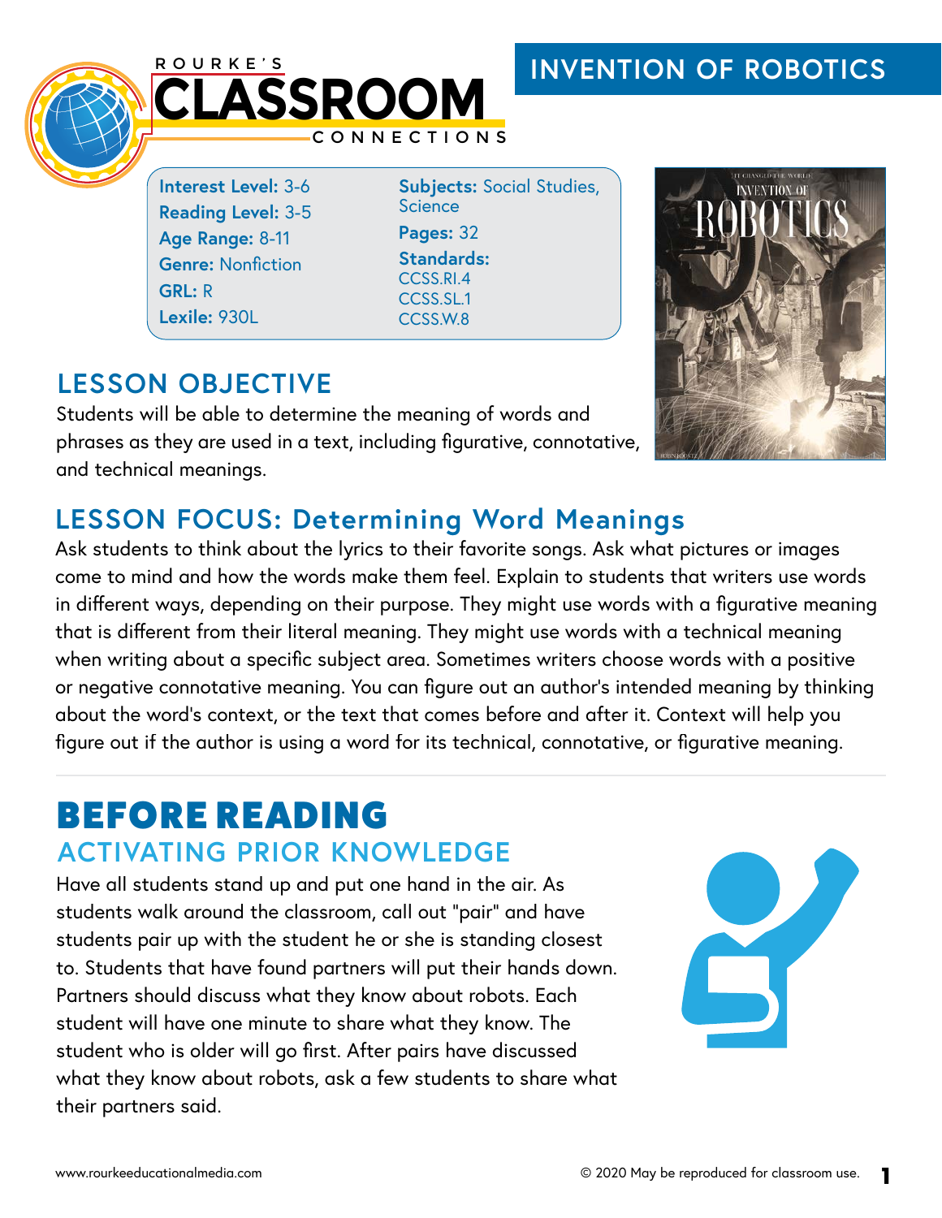# INVENTION OF ROBOTICS

ROURKE'S CLASSROOM CONNECTIONS

**Interest Level:** 3-6
**Reading Level:** 3-5
**Age Range:** 8-11
**Genre:** Nonfiction
**GRL:** R
**Lexile:** 930L

**Subjects:** Social Studies, Science
**Pages:** 32
**Standards:**
CCSS.RI.4
CCSS.SL.1
CCSS.W.8

## LESSON OBJECTIVE

Students will be able to determine the meaning of words and phrases as they are used in a text, including figurative, connotative, and technical meanings.

## LESSON FOCUS: Determining Word Meanings

Ask students to think about the lyrics to their favorite songs. Ask what pictures or images come to mind and how the words make them feel. Explain to students that writers use words in different ways, depending on their purpose. They might use words with a figurative meaning that is different from their literal meaning. They might use words with a technical meaning when writing about a specific subject area. Sometimes writers choose words with a positive or negative connotative meaning. You can figure out an author's intended meaning by thinking about the word's context, or the text that comes before and after it. Context will help you figure out if the author is using a word for its technical, connotative, or figurative meaning.

# BEFORE READING

## ACTIVATING PRIOR KNOWLEDGE

Have all students stand up and put one hand in the air. As students walk around the classroom, call out "pair" and have students pair up with the student he or she is standing closest to. Students that have found partners will put their hands down. Partners should discuss what they know about robots. Each student will have one minute to share what they know. The student who is older will go first. After pairs have discussed what they know about robots, ask a few students to share what their partners said.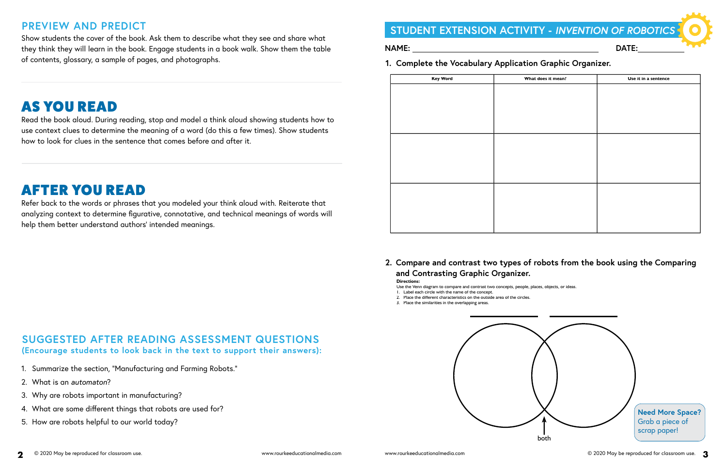## PREVIEW AND PREDICT

Show students the cover of the book. Ask them to describe what they see and share what they think they will learn in the book. Engage students in a book walk. Show them the table of contents, glossary, a sample of pages, and photographs.

# AS YOU READ

Read the book aloud. During reading, stop and model a think aloud showing students how to use context clues to determine the meaning of a word (do this a few times). Show students how to look for clues in the sentence that comes before and after it.

# AFTER YOU READ

Refer back to the words or phrases that you modeled your think aloud with. Reiterate that analyzing context to determine figurative, connotative, and technical meanings of words will help them better understand authors' intended meanings.

## SUGGESTED AFTER READING ASSESSMENT QUESTIONS

**(Encourage students to look back in the text to support their answers):**

1. Summarize the section, "Manufacturing and Farming Robots."
2. What is an *automaton*?
3. Why are robots important in manufacturing?
4. What are some different things that robots are used for?
5. How are robots helpful to our world today?

## STUDENT EXTENSION ACTIVITY - *INVENTION OF ROBOTICS*

**NAME:** ______________________________ **DATE:** __________

**1. Complete the Vocabulary Application Graphic Organizer.**

| Key Word | What does it mean? | Use it in a sentence |
| --- | --- | --- |
| | | |
| | | |
| | | |

**2. Compare and contrast two types of robots from the book using the Comparing and Contrasting Graphic Organizer.**

**Directions:**

Use the Venn diagram to compare and contrast two concepts, people, places, objects, or ideas.

1. Label each circle with the name of the concept.
2. Place the different characteristics on the outside area of the circles.
3. Place the similarities in the overlapping areas.

__________ __________

both

**Need More Space?** Grab a piece of scrap paper!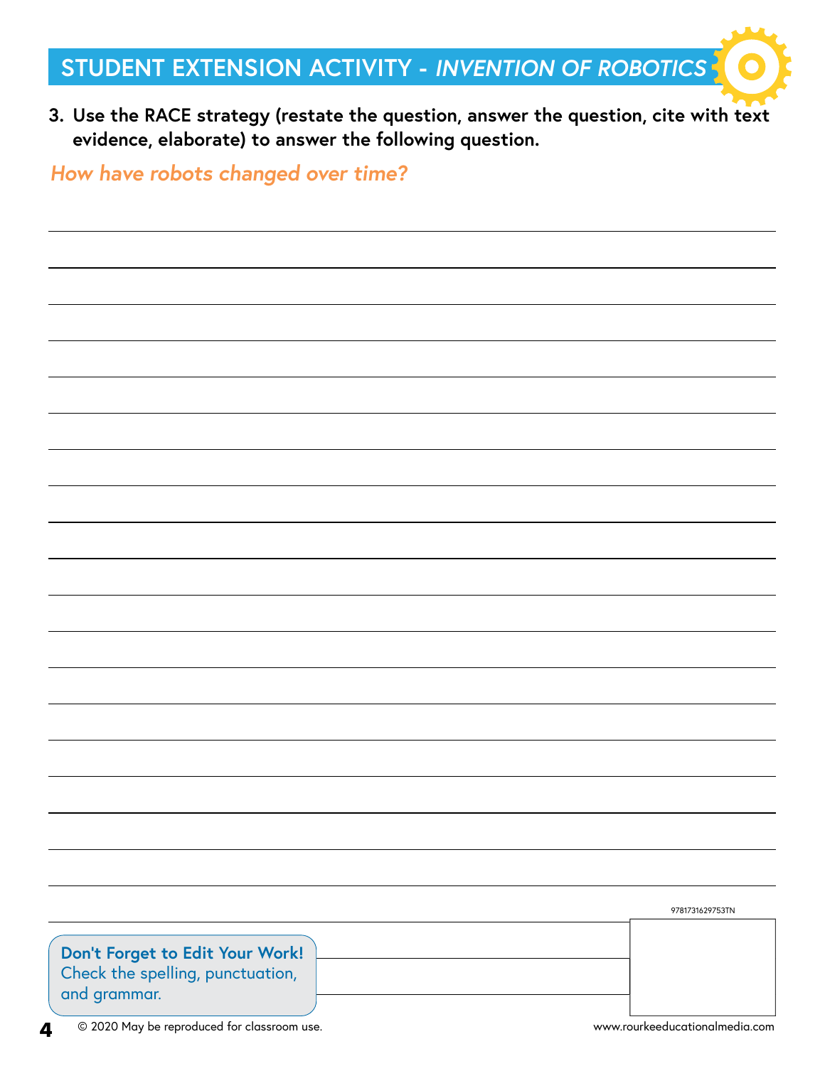## STUDENT EXTENSION ACTIVITY - *INVENTION OF ROBOTICS*

3. **Use the RACE strategy (restate the question, answer the question, cite with text evidence, elaborate) to answer the following question.**

*How have robots changed over time?*

9781731629753TN

**Don't Forget to Edit Your Work!**
Check the spelling, punctuation, and grammar.

© 2020 May be reproduced for classroom use.

www.rourkeeducationalmedia.com